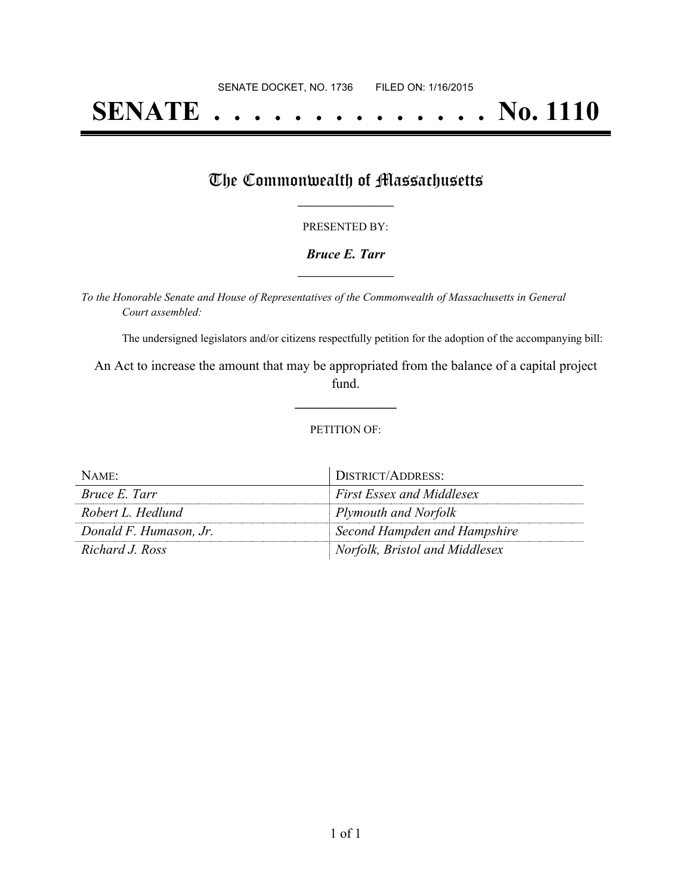SENATE DOCKET, NO. 1736        FILED ON: 1/16/2015

# SENATE . . . . . . . . . . . . . . No. 1110

## The Commonwealth of Massachusetts

PRESENTED BY:

***Bruce E. Tarr***

*To the Honorable Senate and House of Representatives of the Commonwealth of Massachusetts in General Court assembled:*

The undersigned legislators and/or citizens respectfully petition for the adoption of the accompanying bill:

An Act to increase the amount that may be appropriated from the balance of a capital project fund.

PETITION OF:

| NAME: | DISTRICT/ADDRESS: |
| --- | --- |
| *Bruce E. Tarr* | *First Essex and Middlesex* |
| *Robert L. Hedlund* | *Plymouth and Norfolk* |
| *Donald F. Humason, Jr.* | *Second Hampden and Hampshire* |
| *Richard J. Ross* | *Norfolk, Bristol and Middlesex* |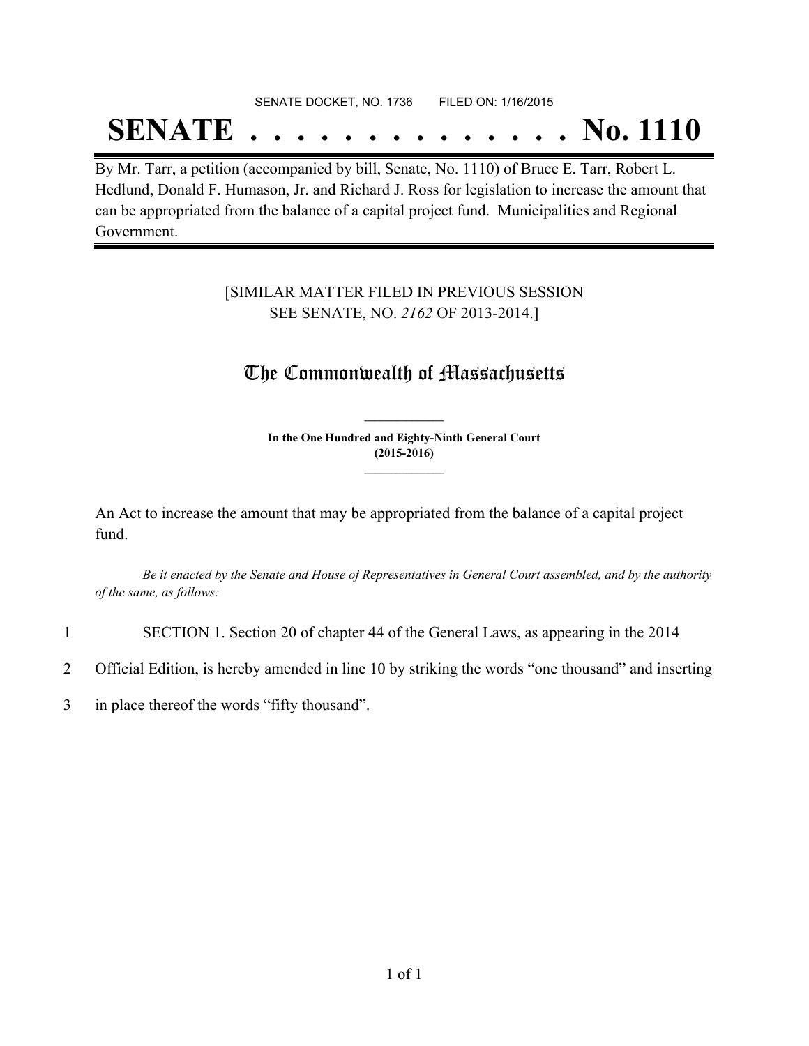SENATE DOCKET, NO. 1736 FILED ON: 1/16/2015

# SENATE . . . . . . . . . . . . . . No. 1110

By Mr. Tarr, a petition (accompanied by bill, Senate, No. 1110) of Bruce E. Tarr, Robert L. Hedlund, Donald F. Humason, Jr. and Richard J. Ross for legislation to increase the amount that can be appropriated from the balance of a capital project fund. Municipalities and Regional Government.

[SIMILAR MATTER FILED IN PREVIOUS SESSION
SEE SENATE, NO. *2162* OF 2013-2014.]

## The Commonwealth of Massachusetts

**In the One Hundred and Eighty-Ninth General Court
(2015-2016)**

An Act to increase the amount that may be appropriated from the balance of a capital project fund.

*Be it enacted by the Senate and House of Representatives in General Court assembled, and by the authority of the same, as follows:*

1 SECTION 1. Section 20 of chapter 44 of the General Laws, as appearing in the 2014
2 Official Edition, is hereby amended in line 10 by striking the words "one thousand" and inserting
3 in place thereof the words "fifty thousand".